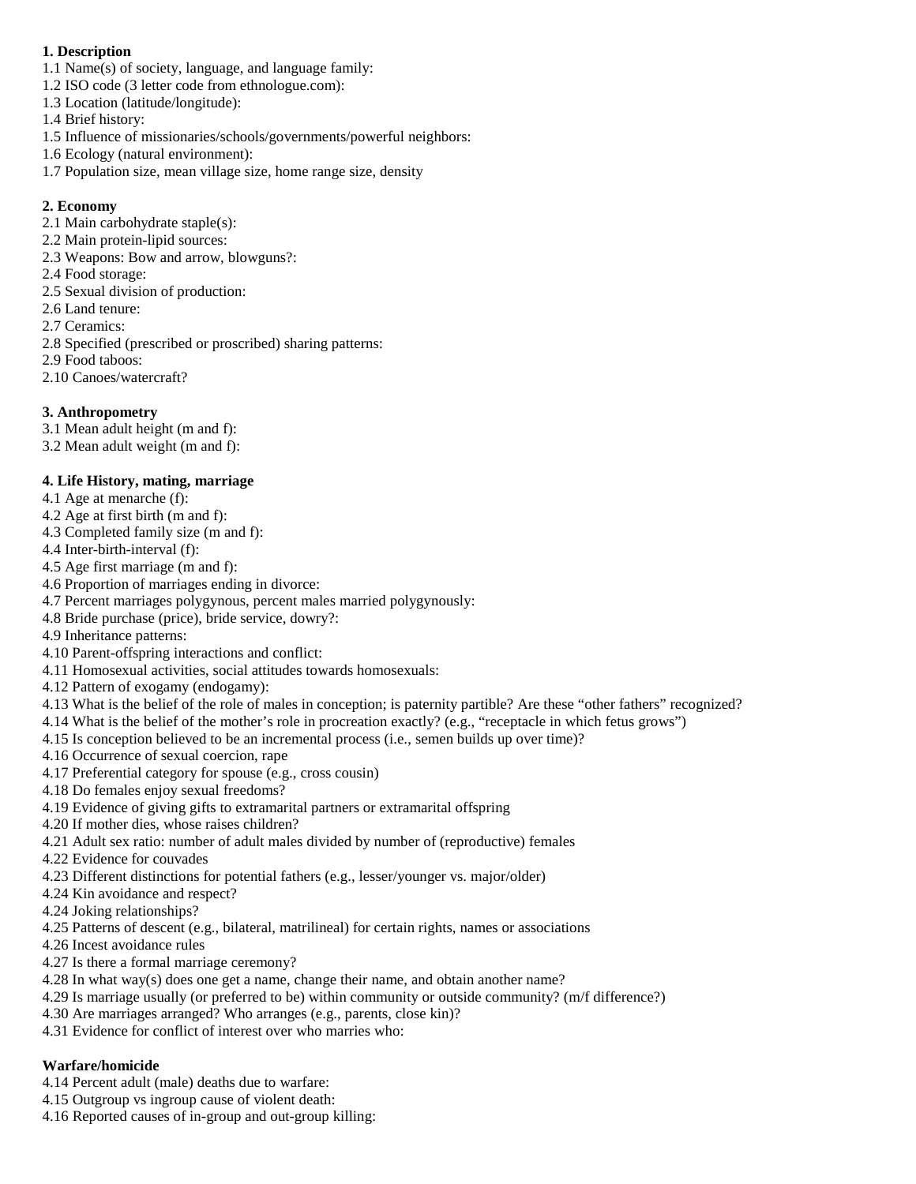**1. Description**

1.1 Name(s) of society, language, and language family:
1.2 ISO code (3 letter code from ethnologue.com):
1.3 Location (latitude/longitude):
1.4 Brief history:
1.5 Influence of missionaries/schools/governments/powerful neighbors:
1.6 Ecology (natural environment):
1.7 Population size, mean village size, home range size, density

**2. Economy**

2.1 Main carbohydrate staple(s):
2.2 Main protein-lipid sources:
2.3 Weapons: Bow and arrow, blowguns?:
2.4 Food storage:
2.5 Sexual division of production:
2.6 Land tenure:
2.7 Ceramics:
2.8 Specified (prescribed or proscribed) sharing patterns:
2.9 Food taboos:
2.10 Canoes/watercraft?

**3. Anthropometry**

3.1 Mean adult height (m and f):
3.2 Mean adult weight (m and f):

**4. Life History, mating, marriage**

4.1 Age at menarche (f):
4.2 Age at first birth (m and f):
4.3 Completed family size (m and f):
4.4 Inter-birth-interval (f):
4.5 Age first marriage (m and f):
4.6 Proportion of marriages ending in divorce:
4.7 Percent marriages polygynous, percent males married polygynously:
4.8 Bride purchase (price), bride service, dowry?:
4.9 Inheritance patterns:
4.10 Parent-offspring interactions and conflict:
4.11 Homosexual activities, social attitudes towards homosexuals:
4.12 Pattern of exogamy (endogamy):
4.13 What is the belief of the role of males in conception; is paternity partible? Are these "other fathers" recognized?
4.14 What is the belief of the mother's role in procreation exactly? (e.g., "receptacle in which fetus grows")
4.15 Is conception believed to be an incremental process (i.e., semen builds up over time)?
4.16 Occurrence of sexual coercion, rape
4.17 Preferential category for spouse (e.g., cross cousin)
4.18 Do females enjoy sexual freedoms?
4.19 Evidence of giving gifts to extramarital partners or extramarital offspring
4.20 If mother dies, whose raises children?
4.21 Adult sex ratio: number of adult males divided by number of (reproductive) females
4.22 Evidence for couvades
4.23 Different distinctions for potential fathers (e.g., lesser/younger vs. major/older)
4.24 Kin avoidance and respect?
4.24 Joking relationships?
4.25 Patterns of descent (e.g., bilateral, matrilineal) for certain rights, names or associations
4.26 Incest avoidance rules
4.27 Is there a formal marriage ceremony?
4.28 In what way(s) does one get a name, change their name, and obtain another name?
4.29 Is marriage usually (or preferred to be) within community or outside community? (m/f difference?)
4.30 Are marriages arranged? Who arranges (e.g., parents, close kin)?
4.31 Evidence for conflict of interest over who marries who:

**Warfare/homicide**

4.14 Percent adult (male) deaths due to warfare:
4.15 Outgroup vs ingroup cause of violent death:
4.16 Reported causes of in-group and out-group killing: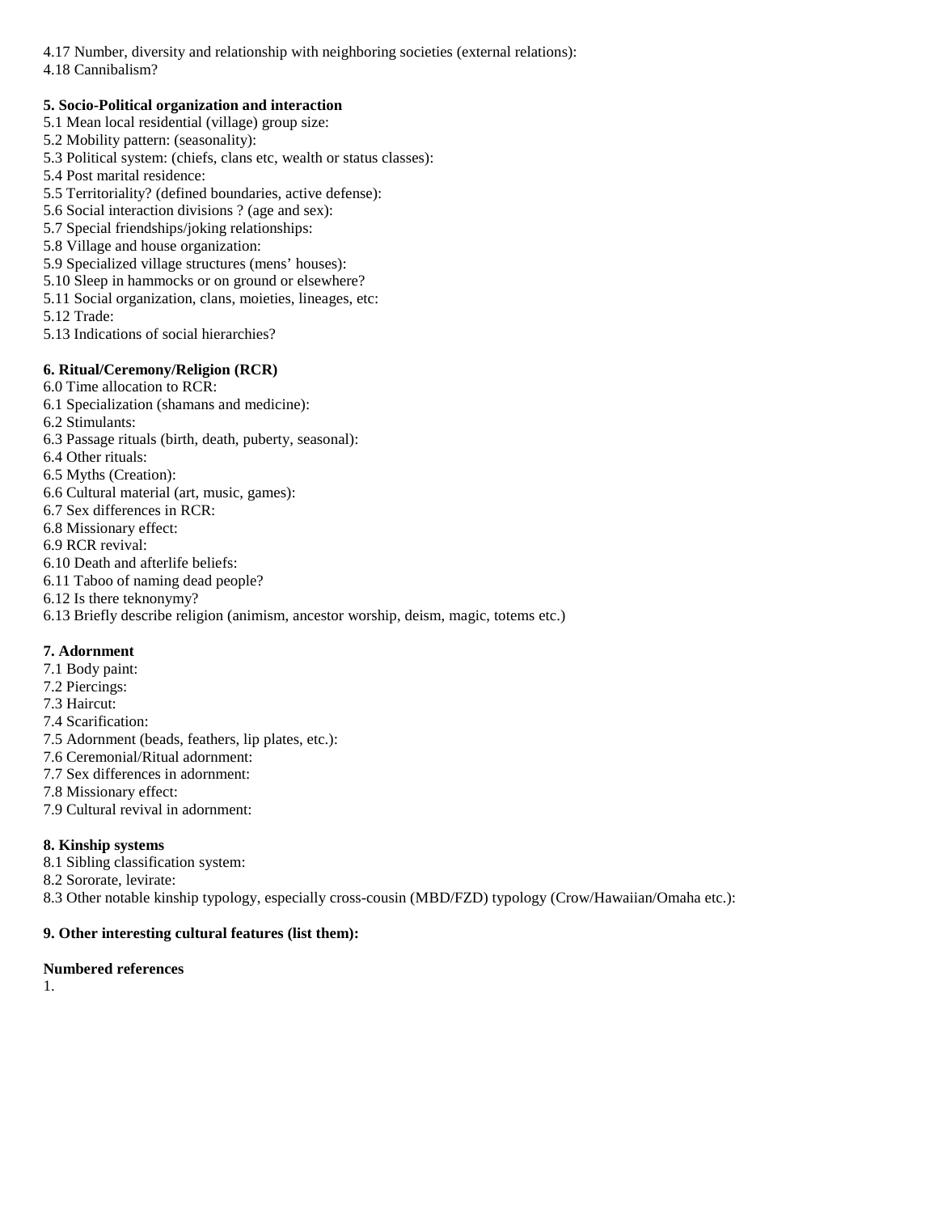4.17 Number, diversity and relationship with neighboring societies (external relations):
4.18 Cannibalism?

**5. Socio-Political organization and interaction**
5.1 Mean local residential (village) group size:
5.2 Mobility pattern: (seasonality):
5.3 Political system: (chiefs, clans etc, wealth or status classes):
5.4 Post marital residence:
5.5 Territoriality? (defined boundaries, active defense):
5.6 Social interaction divisions ? (age and sex):
5.7 Special friendships/joking relationships:
5.8 Village and house organization:
5.9 Specialized village structures (mens' houses):
5.10 Sleep in hammocks or on ground or elsewhere?
5.11 Social organization, clans, moieties, lineages, etc:
5.12 Trade:
5.13 Indications of social hierarchies?

**6. Ritual/Ceremony/Religion (RCR)**
6.0 Time allocation to RCR:
6.1 Specialization (shamans and medicine):
6.2 Stimulants:
6.3 Passage rituals (birth, death, puberty, seasonal):
6.4 Other rituals:
6.5 Myths (Creation):
6.6 Cultural material (art, music, games):
6.7 Sex differences in RCR:
6.8 Missionary effect:
6.9 RCR revival:
6.10 Death and afterlife beliefs:
6.11 Taboo of naming dead people?
6.12 Is there teknonymy?
6.13 Briefly describe religion (animism, ancestor worship, deism, magic, totems etc.)

**7. Adornment**
7.1 Body paint:
7.2 Piercings:
7.3 Haircut:
7.4 Scarification:
7.5 Adornment (beads, feathers, lip plates, etc.):
7.6 Ceremonial/Ritual adornment:
7.7 Sex differences in adornment:
7.8 Missionary effect:
7.9 Cultural revival in adornment:

**8. Kinship systems**
8.1 Sibling classification system:
8.2 Sororate, levirate:
8.3 Other notable kinship typology, especially cross-cousin (MBD/FZD) typology (Crow/Hawaiian/Omaha etc.):

**9. Other interesting cultural features (list them):**

**Numbered references**
1.